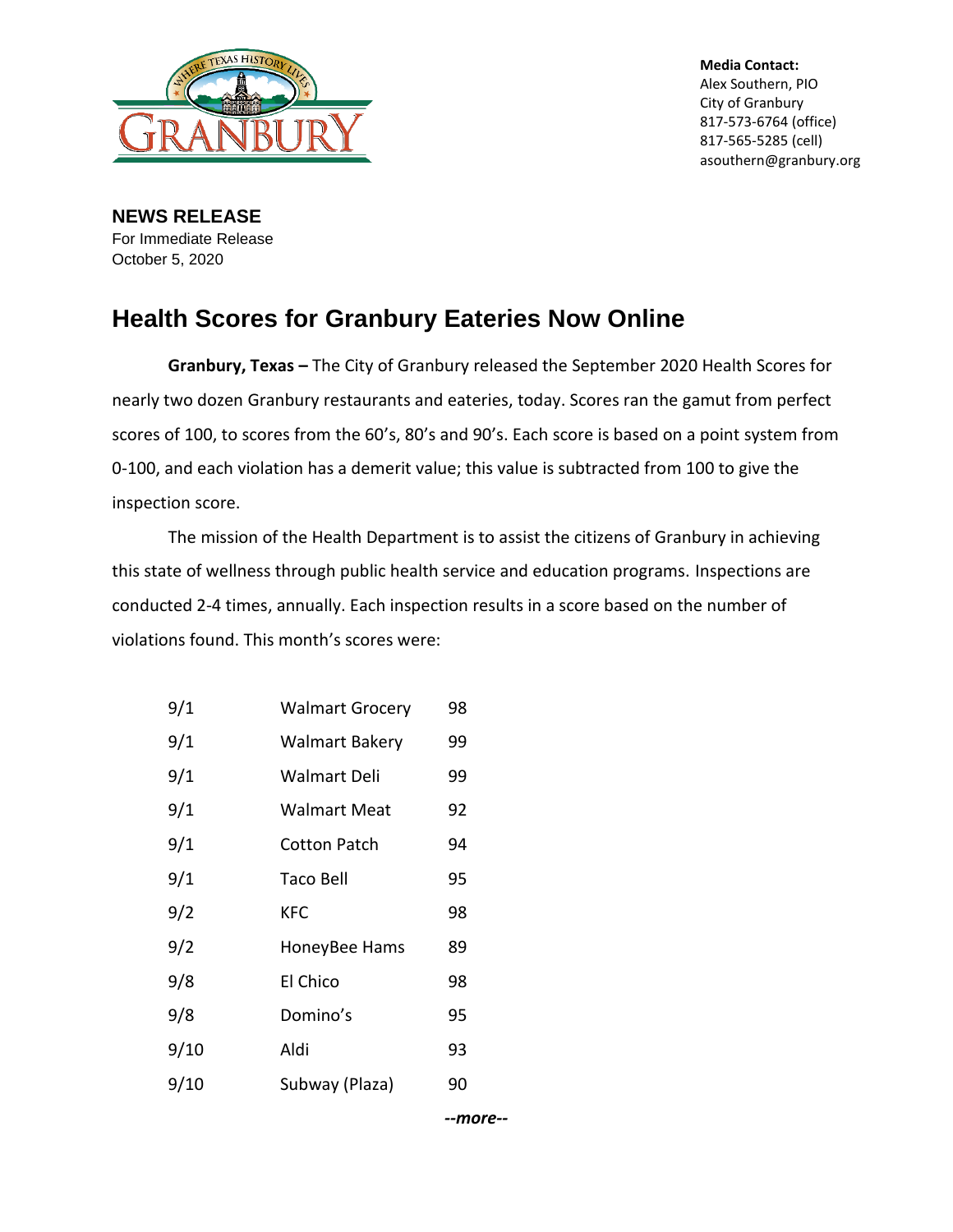**Media Contact:**
Alex Southern, PIO
City of Granbury
817-573-6764 (office)
817-565-5285 (cell)
asouthern@granbury.org

**NEWS RELEASE**
For Immediate Release
October 5, 2020

# Health Scores for Granbury Eateries Now Online

**Granbury, Texas –** The City of Granbury released the September 2020 Health Scores for nearly two dozen Granbury restaurants and eateries, today. Scores ran the gamut from perfect scores of 100, to scores from the 60's, 80's and 90's. Each score is based on a point system from 0-100, and each violation has a demerit value; this value is subtracted from 100 to give the inspection score.

The mission of the Health Department is to assist the citizens of Granbury in achieving this state of wellness through public health service and education programs. Inspections are conducted 2-4 times, annually. Each inspection results in a score based on the number of violations found. This month's scores were:

| Date | Establishment | Score |
|---|---|---|
| 9/1 | Walmart Grocery | 98 |
| 9/1 | Walmart Bakery | 99 |
| 9/1 | Walmart Deli | 99 |
| 9/1 | Walmart Meat | 92 |
| 9/1 | Cotton Patch | 94 |
| 9/1 | Taco Bell | 95 |
| 9/2 | KFC | 98 |
| 9/2 | HoneyBee Hams | 89 |
| 9/8 | El Chico | 98 |
| 9/8 | Domino's | 95 |
| 9/10 | Aldi | 93 |
| 9/10 | Subway (Plaza) | 90 |

*--more--*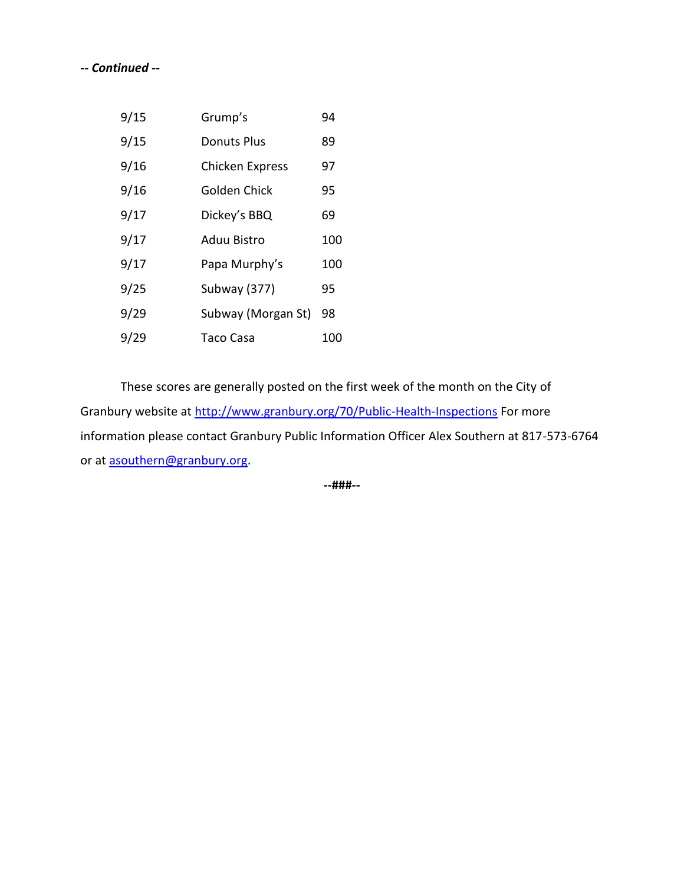***-- Continued --***

| | | |
|---|---|---|
| 9/15 | Grump's | 94 |
| 9/15 | Donuts Plus | 89 |
| 9/16 | Chicken Express | 97 |
| 9/16 | Golden Chick | 95 |
| 9/17 | Dickey's BBQ | 69 |
| 9/17 | Aduu Bistro | 100 |
| 9/17 | Papa Murphy's | 100 |
| 9/25 | Subway (377) | 95 |
| 9/29 | Subway (Morgan St) | 98 |
| 9/29 | Taco Casa | 100 |

These scores are generally posted on the first week of the month on the City of Granbury website at http://www.granbury.org/70/Public-Health-Inspections For more information please contact Granbury Public Information Officer Alex Southern at 817-573-6764 or at asouthern@granbury.org.

**--###--**